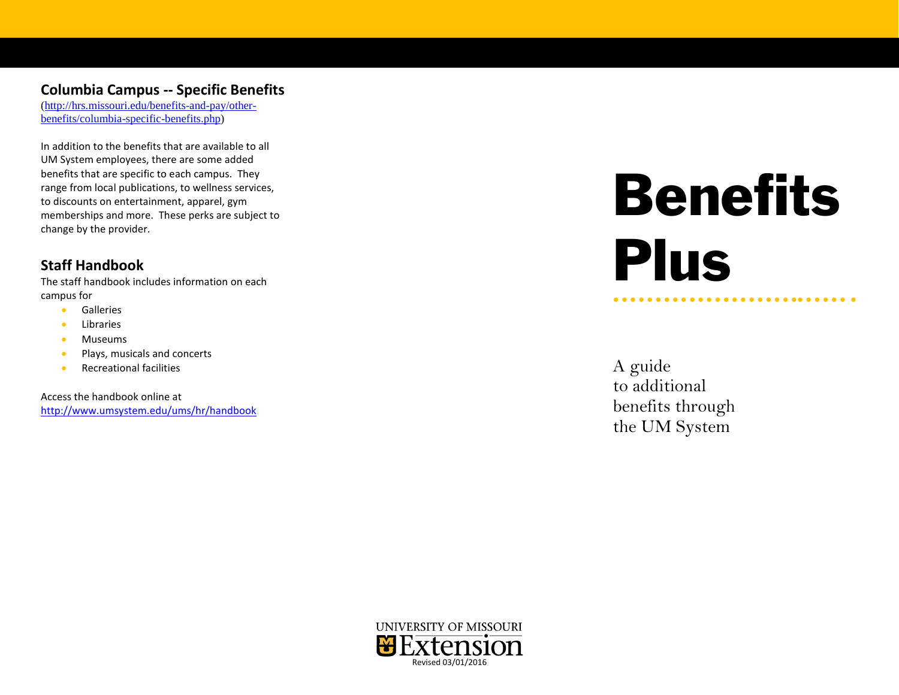## Columbia Campus -- Specific Benefits

(http://hrs.missouri.edu/benefits-and-pay/other-benefits/columbia-specific-benefits.php)

In addition to the benefits that are available to all UM System employees, there are some added benefits that are specific to each campus. They range from local publications, to wellness services, to discounts on entertainment, apparel, gym memberships and more. These perks are subject to change by the provider.

## Staff Handbook

The staff handbook includes information on each campus for

- Galleries
- Libraries
- Museums
- Plays, musicals and concerts
- Recreational facilities

Access the handbook online at http://www.umsystem.edu/ums/hr/handbook

# Benefits Plus

A guide to additional benefits through the UM System

UNIVERSITY OF MISSOURI Extension

Revised 03/01/2016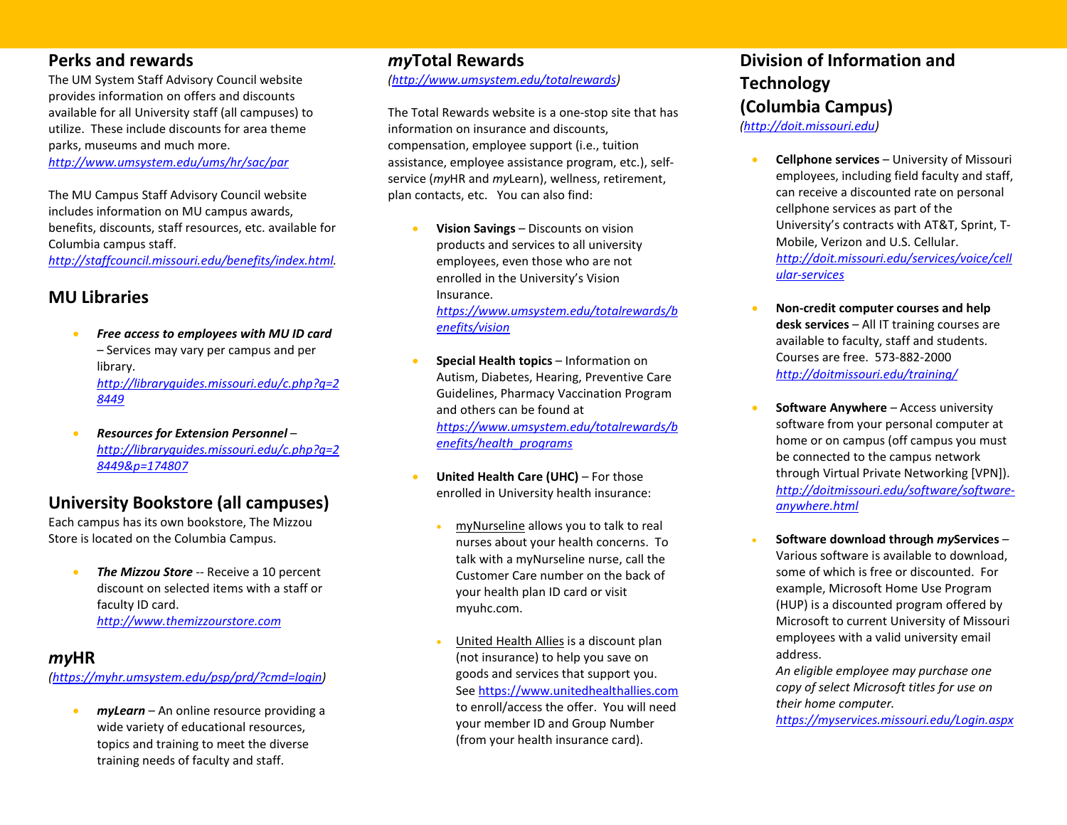## Perks and rewards

The UM System Staff Advisory Council website provides information on offers and discounts available for all University staff (all campuses) to utilize. These include discounts for area theme parks, museums and much more.
http://www.umsystem.edu/ums/hr/sac/par

The MU Campus Staff Advisory Council website includes information on MU campus awards, benefits, discounts, staff resources, etc. available for Columbia campus staff.
http://staffcouncil.missouri.edu/benefits/index.html.

## MU Libraries

- ***Free access to employees with MU ID card*** – Services may vary per campus and per library.
  http://libraryguides.missouri.edu/c.php?g=28449
- ***Resources for Extension Personnel*** – http://libraryguides.missouri.edu/c.php?g=28449&p=174807

## University Bookstore (all campuses)

Each campus has its own bookstore, The Mizzou Store is located on the Columbia Campus.

- ***The Mizzou Store*** -- Receive a 10 percent discount on selected items with a staff or faculty ID card.
  http://www.themizzourstore.com

## *my*HR

*(https://myhr.umsystem.edu/psp/prd/?cmd=login)*

- ***myLearn*** – An online resource providing a wide variety of educational resources, topics and training to meet the diverse training needs of faculty and staff.

## *my*Total Rewards

*(http://www.umsystem.edu/totalrewards)*

The Total Rewards website is a one-stop site that has information on insurance and discounts, compensation, employee support (i.e., tuition assistance, employee assistance program, etc.), self-service (*my*HR and *my*Learn), wellness, retirement, plan contacts, etc. You can also find:

- **Vision Savings** – Discounts on vision products and services to all university employees, even those who are not enrolled in the University's Vision Insurance.
  https://www.umsystem.edu/totalrewards/benefits/vision
- **Special Health topics** – Information on Autism, Diabetes, Hearing, Preventive Care Guidelines, Pharmacy Vaccination Program and others can be found at
  https://www.umsystem.edu/totalrewards/benefits/health_programs
- **United Health Care (UHC)** – For those enrolled in University health insurance:
  - myNurseline allows you to talk to real nurses about your health concerns. To talk with a myNurseline nurse, call the Customer Care number on the back of your health plan ID card or visit myuhc.com.
  - United Health Allies is a discount plan (not insurance) to help you save on goods and services that support you. See https://www.unitedhealthallies.com to enroll/access the offer. You will need your member ID and Group Number (from your health insurance card).

## Division of Information and Technology (Columbia Campus)

*(http://doit.missouri.edu)*

- **Cellphone services** – University of Missouri employees, including field faculty and staff, can receive a discounted rate on personal cellphone services as part of the University's contracts with AT&T, Sprint, T-Mobile, Verizon and U.S. Cellular.
  http://doit.missouri.edu/services/voice/cellular-services
- **Non-credit computer courses and help desk services** – All IT training courses are available to faculty, staff and students. Courses are free. 573-882-2000
  http://doitmissouri.edu/training/
- **Software Anywhere** – Access university software from your personal computer at home or on campus (off campus you must be connected to the campus network through Virtual Private Networking [VPN]).
  http://doitmissouri.edu/software/software-anywhere.html
- **Software download through *my*Services** – Various software is available to download, some of which is free or discounted. For example, Microsoft Home Use Program (HUP) is a discounted program offered by Microsoft to current University of Missouri employees with a valid university email address.
  *An eligible employee may purchase one copy of select Microsoft titles for use on their home computer.*
  https://myservices.missouri.edu/Login.aspx